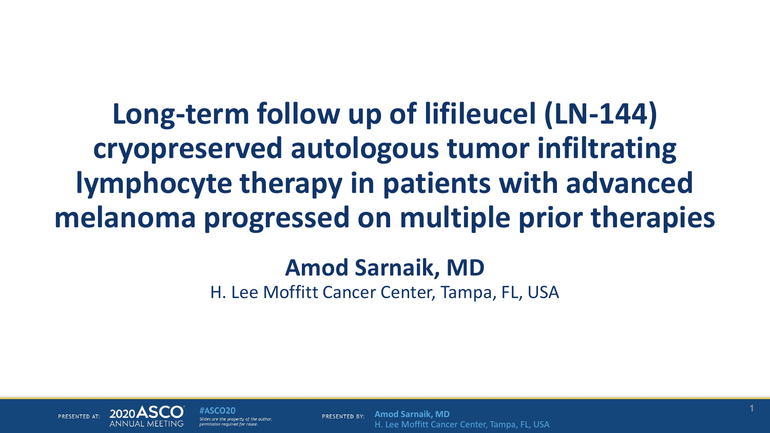# Long-term follow up of lifileucel (LN-144) cryopreserved autologous tumor infiltrating lymphocyte therapy in patients with advanced melanoma progressed on multiple prior therapies

**Amod Sarnaik, MD**

H. Lee Moffitt Cancer Center, Tampa, FL, USA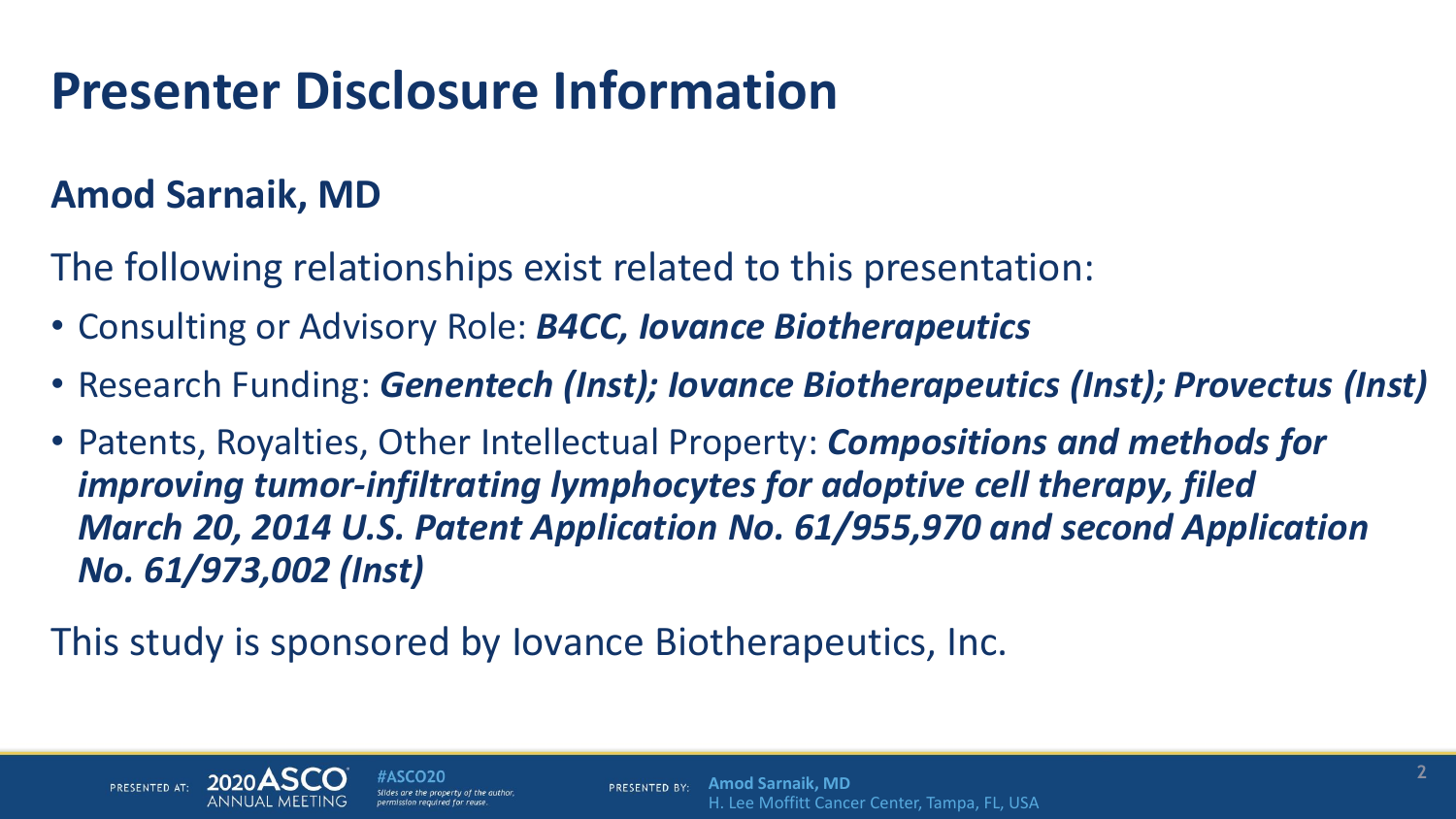# Presenter Disclosure Information

**Amod Sarnaik, MD**

The following relationships exist related to this presentation:

- Consulting or Advisory Role: ***B4CC, Iovance Biotherapeutics***
- Research Funding: ***Genentech (Inst); Iovance Biotherapeutics (Inst); Provectus (Inst)***
- Patents, Royalties, Other Intellectual Property: ***Compositions and methods for improving tumor-infiltrating lymphocytes for adoptive cell therapy, filed March 20, 2014 U.S. Patent Application No. 61/955,970 and second Application No. 61/973,002 (Inst)***

This study is sponsored by Iovance Biotherapeutics, Inc.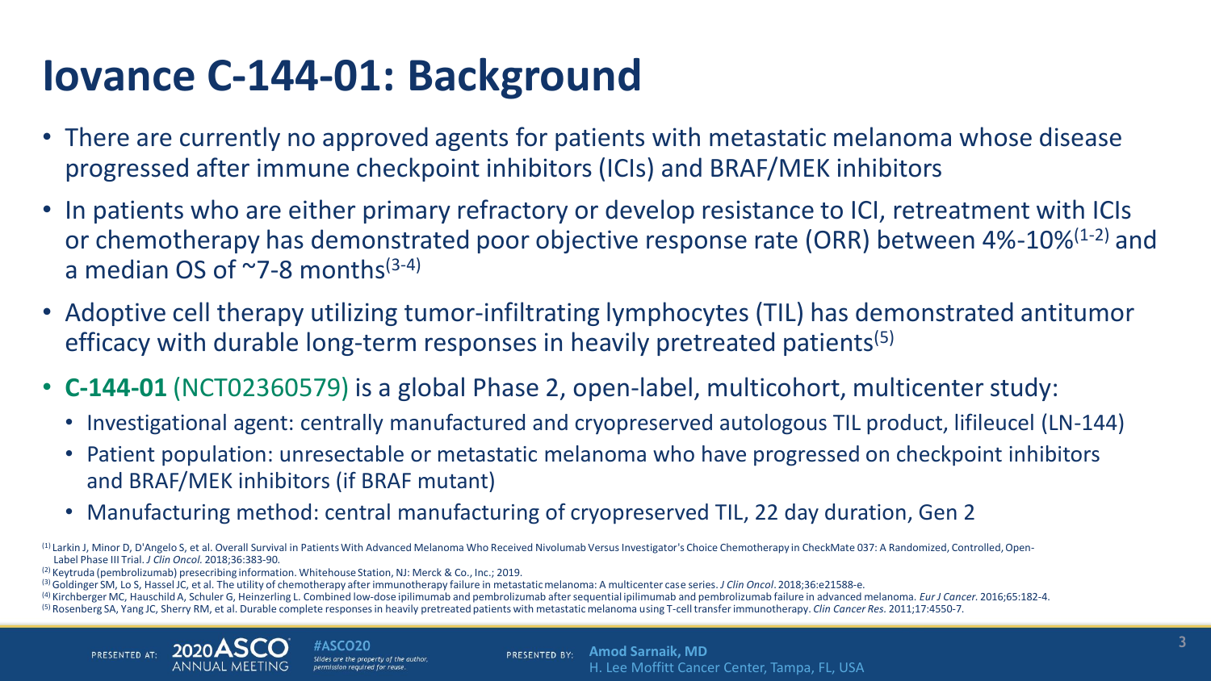# Iovance C-144-01: Background

- There are currently no approved agents for patients with metastatic melanoma whose disease progressed after immune checkpoint inhibitors (ICIs) and BRAF/MEK inhibitors
- In patients who are either primary refractory or develop resistance to ICI, retreatment with ICIs or chemotherapy has demonstrated poor objective response rate (ORR) between 4%-10%[1-2] and a median OS of ~7-8 months[3-4]
- Adoptive cell therapy utilizing tumor-infiltrating lymphocytes (TIL) has demonstrated antitumor efficacy with durable long-term responses in heavily pretreated patients[5]
- **C-144-01** (NCT02360579) is a global Phase 2, open-label, multicohort, multicenter study:
  - Investigational agent: centrally manufactured and cryopreserved autologous TIL product, lifileucel (LN-144)
  - Patient population: unresectable or metastatic melanoma who have progressed on checkpoint inhibitors and BRAF/MEK inhibitors (if BRAF mutant)
  - Manufacturing method: central manufacturing of cryopreserved TIL, 22 day duration, Gen 2

(1) Larkin J, Minor D, D'Angelo S, et al. Overall Survival in Patients With Advanced Melanoma Who Received Nivolumab Versus Investigator's Choice Chemotherapy in CheckMate 037: A Randomized, Controlled, Open-Label Phase III Trial. *J Clin Oncol.* 2018;36:383-90.
(2) Keytruda (pembrolizumab) presecribing information. Whitehouse Station, NJ: Merck & Co., Inc.; 2019.
(3) Goldinger SM, Lo S, Hassel JC, et al. The utility of chemotherapy after immunotherapy failure in metastatic melanoma: A multicenter case series. *J Clin Oncol*. 2018;36:e21588-e.
(4) Kirchberger MC, Hauschild A, Schuler G, Heinzerling L. Combined low-dose ipilimumab and pembrolizumab after sequential ipilimumab and pembrolizumab failure in advanced melanoma. *Eur J Cancer.* 2016;65:182-4.
(5) Rosenberg SA, Yang JC, Sherry RM, et al. Durable complete responses in heavily pretreated patients with metastatic melanoma using T-cell transfer immunotherapy. *Clin Cancer Res.* 2011;17:4550-7.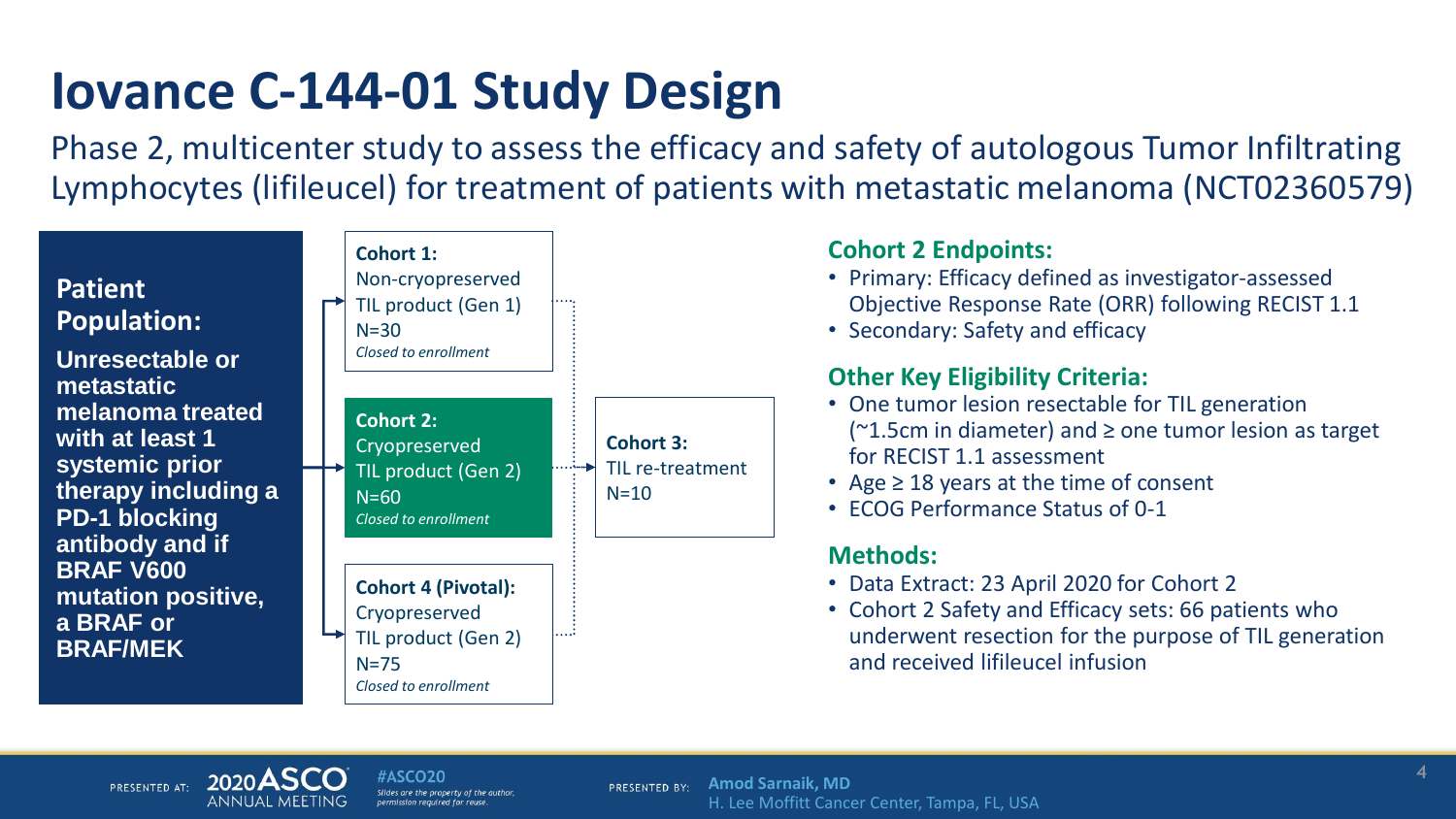# Iovance C-144-01 Study Design

Phase 2, multicenter study to assess the efficacy and safety of autologous Tumor Infiltrating Lymphocytes (lifileucel) for treatment of patients with metastatic melanoma (NCT02360579)

**Patient Population:**

**Unresectable or metastatic melanoma treated with at least 1 systemic prior therapy including a PD-1 blocking antibody and if BRAF V600 mutation positive, a BRAF or BRAF/MEK**

**Cohort 1:**
Non-cryopreserved TIL product (Gen 1)
N=30
*Closed to enrollment*

**Cohort 2:**
Cryopreserved TIL product (Gen 2)
N=60
*Closed to enrollment*

**Cohort 4 (Pivotal):**
Cryopreserved TIL product (Gen 2)
N=75
*Closed to enrollment*

**Cohort 3:**
TIL re-treatment
N=10

## Cohort 2 Endpoints:

- Primary: Efficacy defined as investigator-assessed Objective Response Rate (ORR) following RECIST 1.1
- Secondary: Safety and efficacy

## Other Key Eligibility Criteria:

- One tumor lesion resectable for TIL generation (~1.5cm in diameter) and ≥ one tumor lesion as target for RECIST 1.1 assessment
- Age ≥ 18 years at the time of consent
- ECOG Performance Status of 0-1

## Methods:

- Data Extract: 23 April 2020 for Cohort 2
- Cohort 2 Safety and Efficacy sets: 66 patients who underwent resection for the purpose of TIL generation and received lifileucel infusion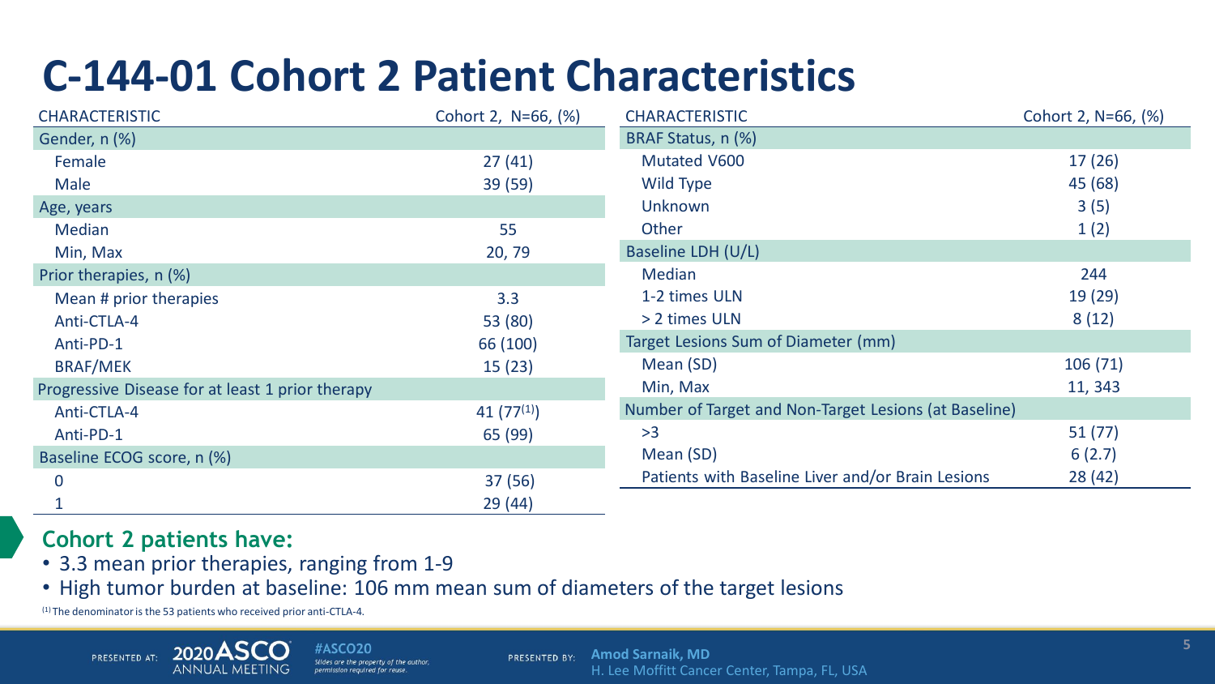# C-144-01 Cohort 2 Patient Characteristics

| CHARACTERISTIC | Cohort 2, N=66, (%) |
|---|---|
| **Gender, n (%)** | |
| Female | 27 (41) |
| Male | 39 (59) |
| **Age, years** | |
| Median | 55 |
| Min, Max | 20, 79 |
| **Prior therapies, n (%)** | |
| Mean # prior therapies | 3.3 |
| Anti-CTLA-4 | 53 (80) |
| Anti-PD-1 | 66 (100) |
| BRAF/MEK | 15 (23) |
| **Progressive Disease for at least 1 prior therapy** | |
| Anti-CTLA-4 | 41 (77[1]) |
| Anti-PD-1 | 65 (99) |
| **Baseline ECOG score, n (%)** | |
| 0 | 37 (56) |
| 1 | 29 (44) |

| CHARACTERISTIC | Cohort 2, N=66, (%) |
|---|---|
| **BRAF Status, n (%)** | |
| Mutated V600 | 17 (26) |
| Wild Type | 45 (68) |
| Unknown | 3 (5) |
| Other | 1 (2) |
| **Baseline LDH (U/L)** | |
| Median | 244 |
| 1-2 times ULN | 19 (29) |
| > 2 times ULN | 8 (12) |
| **Target Lesions Sum of Diameter (mm)** | |
| Mean (SD) | 106 (71) |
| Min, Max | 11, 343 |
| **Number of Target and Non-Target Lesions (at Baseline)** | |
| >3 | 51 (77) |
| Mean (SD) | 6 (2.7) |
| Patients with Baseline Liver and/or Brain Lesions | 28 (42) |

**Cohort 2 patients have:**

- 3.3 mean prior therapies, ranging from 1-9
- High tumor burden at baseline: 106 mm mean sum of diameters of the target lesions

[1] The denominator is the 53 patients who received prior anti-CTLA-4.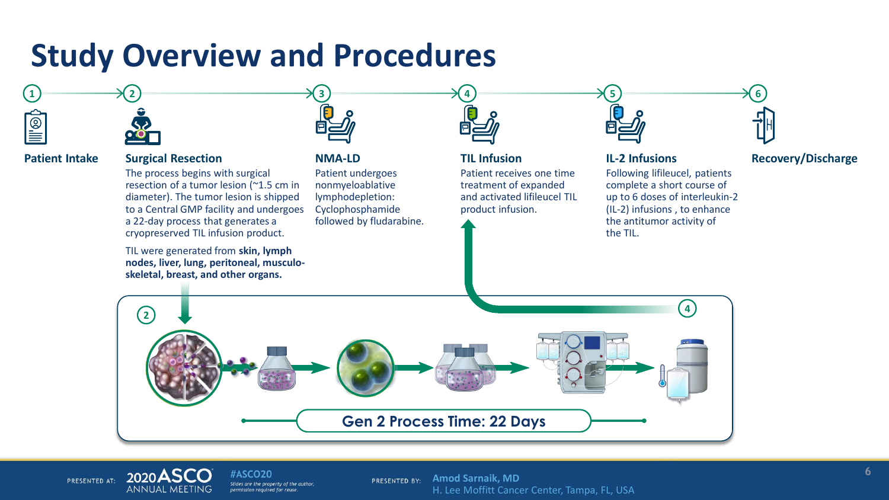# Study Overview and Procedures

**1. Patient Intake**

**2. Surgical Resection**

The process begins with surgical resection of a tumor lesion (~1.5 cm in diameter). The tumor lesion is shipped to a Central GMP facility and undergoes a 22-day process that generates a cryopreserved TIL infusion product.

TIL were generated from **skin, lymph nodes, liver, lung, peritoneal, musculo-skeletal, breast, and other organs.**

**3. NMA-LD**

Patient undergoes nonmyeloablative lymphodepletion: Cyclophosphamide followed by fludarabine.

**4. TIL Infusion**

Patient receives one time treatment of expanded and activated lifileucel TIL product infusion.

**5. IL-2 Infusions**

Following lifileucel, patients complete a short course of up to 6 doses of interleukin-2 (IL-2) infusions , to enhance the antitumor activity of the TIL.

**6. Recovery/Discharge**

**Gen 2 Process Time: 22 Days**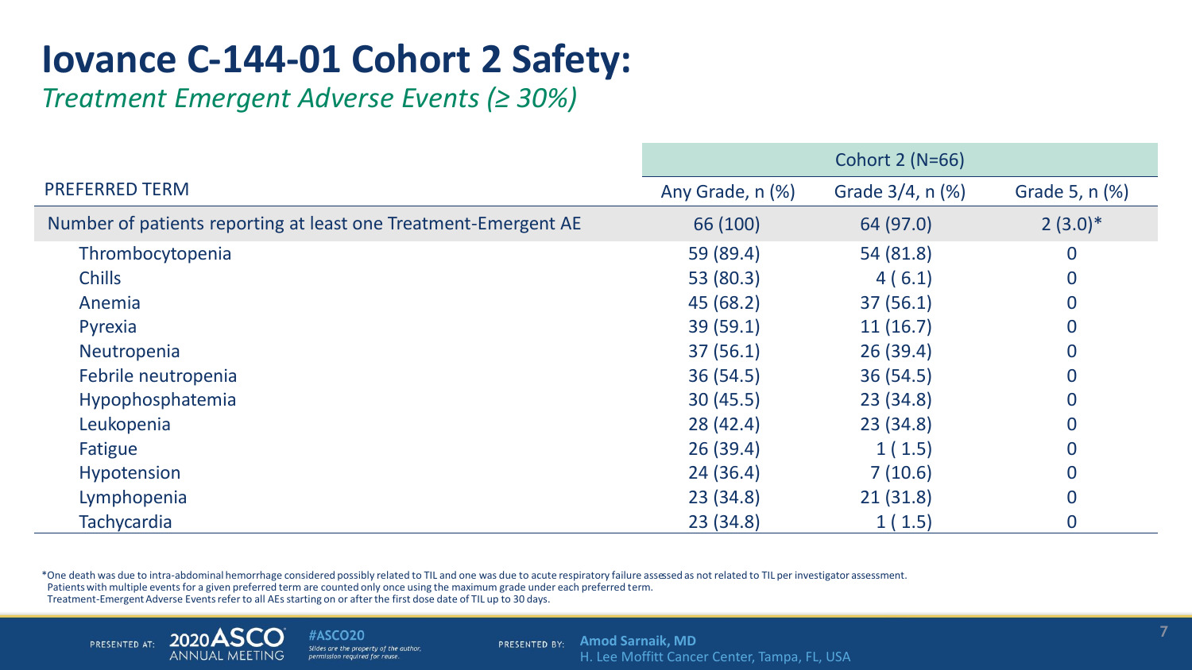# Iovance C-144-01 Cohort 2 Safety:

*Treatment Emergent Adverse Events (≥ 30%)*

| | Cohort 2 (N=66) | | |
|---|---|---|---|
| PREFERRED TERM | Any Grade, n (%) | Grade 3/4, n (%) | Grade 5, n (%) |
| Number of patients reporting at least one Treatment-Emergent AE | 66 (100) | 64 (97.0) | 2 (3.0)* |
| Thrombocytopenia | 59 (89.4) | 54 (81.8) | 0 |
| Chills | 53 (80.3) | 4 ( 6.1) | 0 |
| Anemia | 45 (68.2) | 37 (56.1) | 0 |
| Pyrexia | 39 (59.1) | 11 (16.7) | 0 |
| Neutropenia | 37 (56.1) | 26 (39.4) | 0 |
| Febrile neutropenia | 36 (54.5) | 36 (54.5) | 0 |
| Hypophosphatemia | 30 (45.5) | 23 (34.8) | 0 |
| Leukopenia | 28 (42.4) | 23 (34.8) | 0 |
| Fatigue | 26 (39.4) | 1 ( 1.5) | 0 |
| Hypotension | 24 (36.4) | 7 (10.6) | 0 |
| Lymphopenia | 23 (34.8) | 21 (31.8) | 0 |
| Tachycardia | 23 (34.8) | 1 ( 1.5) | 0 |

*One death was due to intra-abdominal hemorrhage considered possibly related to TIL and one was due to acute respiratory failure assessed as not related to TIL per investigator assessment.
Patients with multiple events for a given preferred term are counted only once using the maximum grade under each preferred term.
Treatment-Emergent Adverse Events refer to all AEs starting on or after the first dose date of TIL up to 30 days.

PRESENTED AT: 2020 ASCO ANNUAL MEETING #ASCO20 Slides are the property of the author, permission required for reuse.

PRESENTED BY: Amod Sarnaik, MD H. Lee Moffitt Cancer Center, Tampa, FL, USA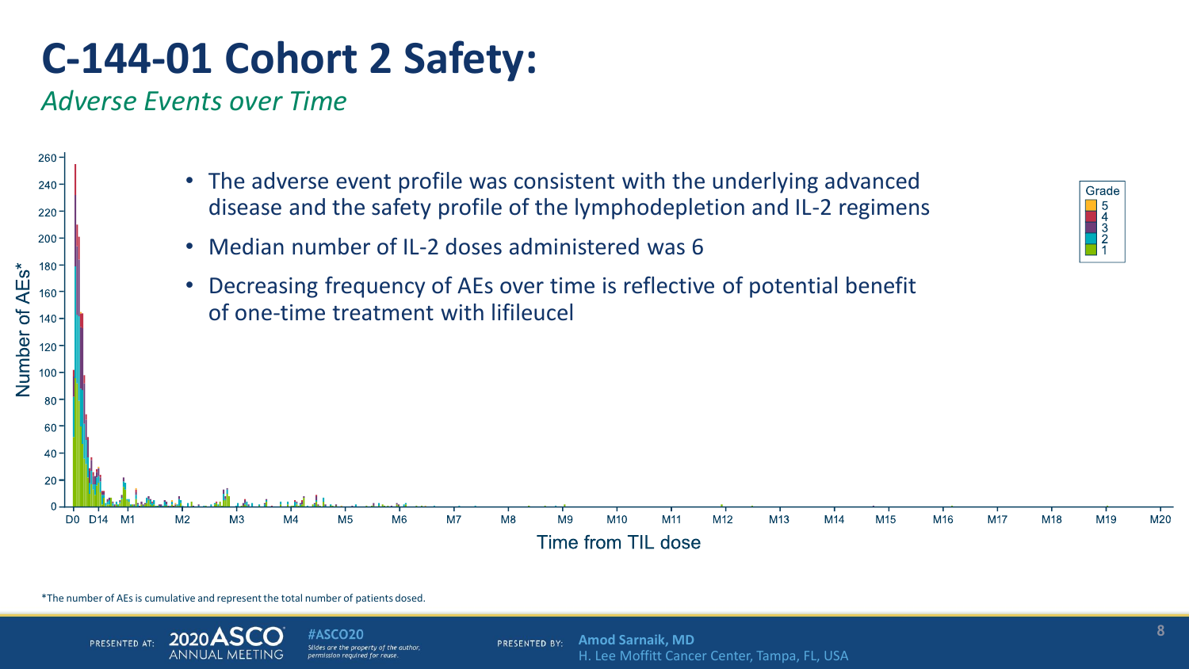# C-144-01 Cohort 2 Safety:

*Adverse Events over Time*

- The adverse event profile was consistent with the underlying advanced disease and the safety profile of the lymphodepletion and IL-2 regimens
- Median number of IL-2 doses administered was 6
- Decreasing frequency of AEs over time is reflective of potential benefit of one-time treatment with lifileucel

*The number of AEs is cumulative and represent the total number of patients dosed.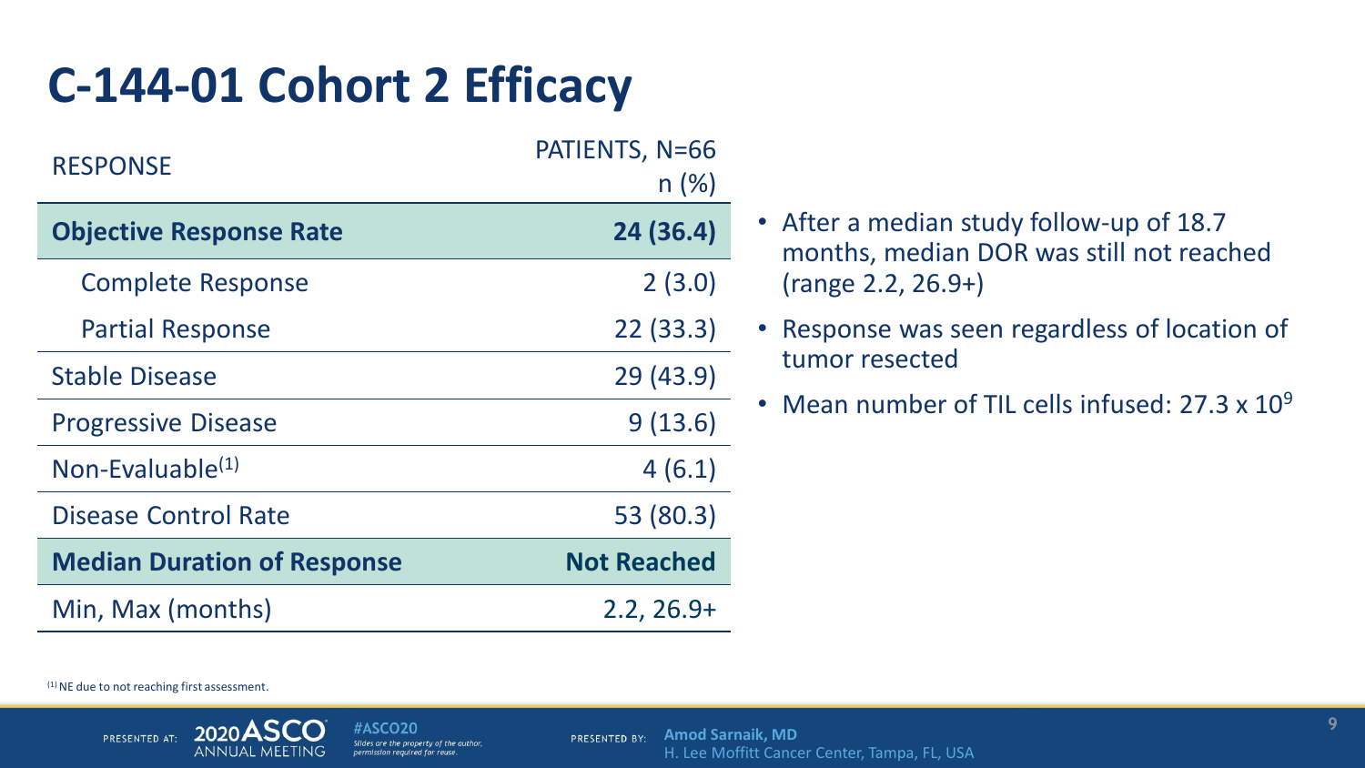# C-144-01 Cohort 2 Efficacy

| RESPONSE | PATIENTS, N=66 n (%) |
| --- | --- |
| **Objective Response Rate** | **24 (36.4)** |
| Complete Response | 2 (3.0) |
| Partial Response | 22 (33.3) |
| Stable Disease | 29 (43.9) |
| Progressive Disease | 9 (13.6) |
| Non-Evaluable[1] | 4 (6.1) |
| Disease Control Rate | 53 (80.3) |
| **Median Duration of Response** | **Not Reached** |
| Min, Max (months) | 2.2, 26.9+ |

- After a median study follow-up of 18.7 months, median DOR was still not reached (range 2.2, 26.9+)
- Response was seen regardless of location of tumor resected
- Mean number of TIL cells infused: $27.3 \times 10^9$

[1] NE due to not reaching first assessment.

PRESENTED AT: 2020 ASCO ANNUAL MEETING

#ASCO20 *Slides are the property of the author, permission required for reuse.*

PRESENTED BY: **Amod Sarnaik, MD** H. Lee Moffitt Cancer Center, Tampa, FL, USA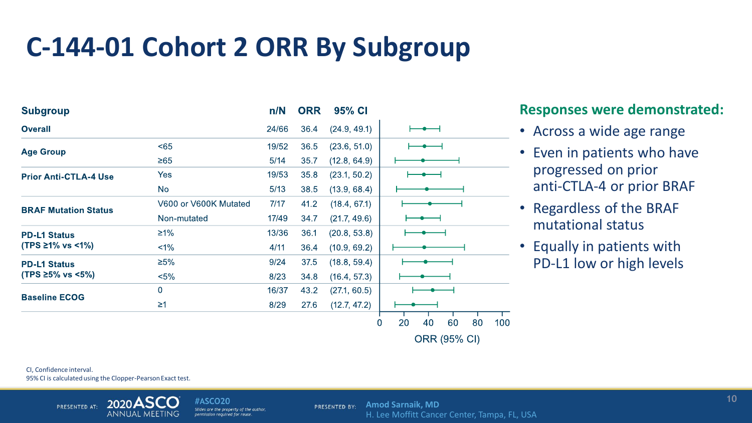# C-144-01 Cohort 2 ORR By Subgroup

| Subgroup | | n/N | ORR | 95% CI |
|---|---|---|---|---|
| **Overall** | | 24/66 | 36.4 | (24.9, 49.1) |
| **Age Group** | <65 | 19/52 | 36.5 | (23.6, 51.0) |
| | ≥65 | 5/14 | 35.7 | (12.8, 64.9) |
| **Prior Anti-CTLA-4 Use** | Yes | 19/53 | 35.8 | (23.1, 50.2) |
| | No | 5/13 | 38.5 | (13.9, 68.4) |
| **BRAF Mutation Status** | V600 or V600K Mutated | 7/17 | 41.2 | (18.4, 67.1) |
| | Non-mutated | 17/49 | 34.7 | (21.7, 49.6) |
| **PD-L1 Status (TPS ≥1% vs <1%)** | ≥1% | 13/36 | 36.1 | (20.8, 53.8) |
| | <1% | 4/11 | 36.4 | (10.9, 69.2) |
| **PD-L1 Status (TPS ≥5% vs <5%)** | ≥5% | 9/24 | 37.5 | (18.8, 59.4) |
| | <5% | 8/23 | 34.8 | (16.4, 57.3) |
| **Baseline ECOG** | 0 | 16/37 | 43.2 | (27.1, 60.5) |
| | ≥1 | 8/29 | 27.6 | (12.7, 47.2) |

ORR (95% CI)

**Responses were demonstrated:**

- Across a wide age range
- Even in patients who have progressed on prior anti-CTLA-4 or prior BRAF
- Regardless of the BRAF mutational status
- Equally in patients with PD-L1 low or high levels

CI, Confidence interval.
95% CI is calculated using the Clopper-Pearson Exact test.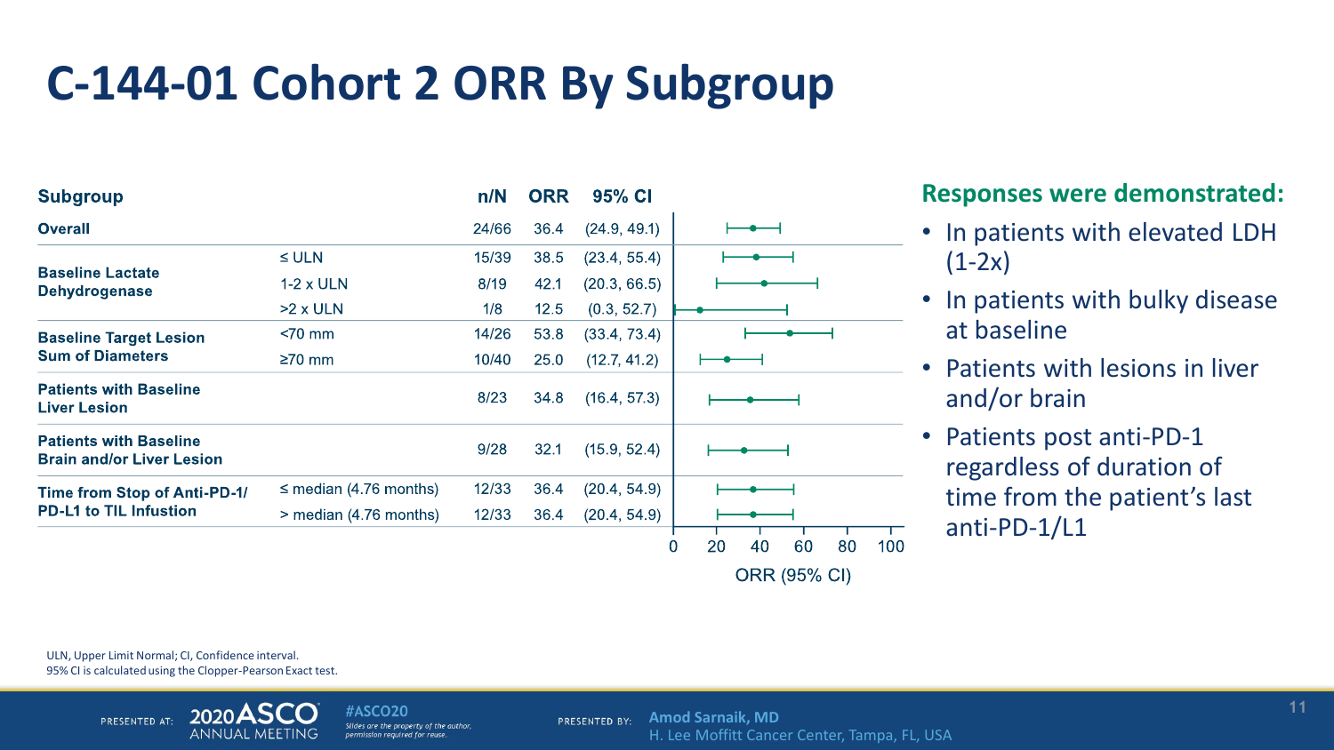# C-144-01 Cohort 2 ORR By Subgroup

| Subgroup | | n/N | ORR | 95% CI |
|---|---|---|---|---|
| **Overall** | | 24/66 | 36.4 | (24.9, 49.1) |
| **Baseline Lactate Dehydrogenase** | ≤ ULN | 15/39 | 38.5 | (23.4, 55.4) |
| | 1-2 x ULN | 8/19 | 42.1 | (20.3, 66.5) |
| | >2 x ULN | 1/8 | 12.5 | (0.3, 52.7) |
| **Baseline Target Lesion Sum of Diameters** | <70 mm | 14/26 | 53.8 | (33.4, 73.4) |
| | ≥70 mm | 10/40 | 25.0 | (12.7, 41.2) |
| **Patients with Baseline Liver Lesion** | | 8/23 | 34.8 | (16.4, 57.3) |
| **Patients with Baseline Brain and/or Liver Lesion** | | 9/28 | 32.1 | (15.9, 52.4) |
| **Time from Stop of Anti-PD-1/ PD-L1 to TIL Infustion** | ≤ median (4.76 months) | 12/33 | 36.4 | (20.4, 54.9) |
| | > median (4.76 months) | 12/33 | 36.4 | (20.4, 54.9) |

ORR (95% CI)

## Responses were demonstrated:

- In patients with elevated LDH (1-2x)
- In patients with bulky disease at baseline
- Patients with lesions in liver and/or brain
- Patients post anti-PD-1 regardless of duration of time from the patient's last anti-PD-1/L1

ULN, Upper Limit Normal; CI, Confidence interval.
95% CI is calculated using the Clopper-Pearson Exact test.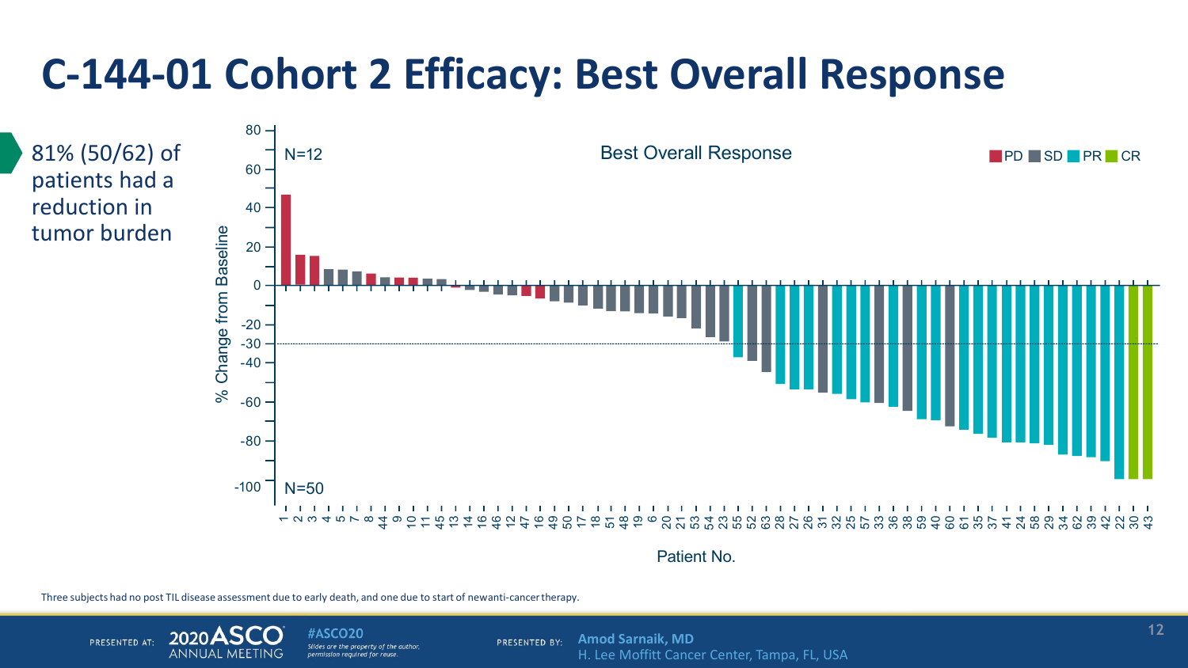# C-144-01 Cohort 2 Efficacy: Best Overall Response

81% (50/62) of patients had a reduction in tumor burden

Best Overall Response

PD SD PR CR

N=12

N=50

% Change from Baseline

Patient No.

Three subjects had no post TIL disease assessment due to early death, and one due to start of newanti-cancer therapy.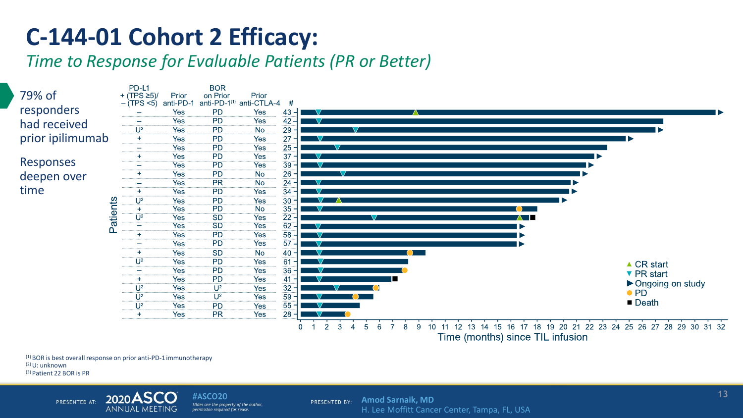# C-144-01 Cohort 2 Efficacy:

*Time to Response for Evaluable Patients (PR or Better)*

- 79% of responders had received prior ipilimumab
- Responses deepen over time

| PD-L1 + (TPS ≥5)/ – (TPS <5) | Prior anti-PD-1 | BOR on Prior anti-PD-1[1] | Prior anti-CTLA-4 | # |
|---|---|---|---|---|
| – | Yes | PD | Yes | 43 |
| – | Yes | PD | Yes | 42 |
| U[2] | Yes | PD | No | 29 |
| + | Yes | PD | Yes | 27 |
| – | Yes | PD | Yes | 25 |
| + | Yes | PD | Yes | 37 |
| – | Yes | PD | Yes | 39 |
| + | Yes | PD | No | 26 |
| – | Yes | PR | No | 24 |
| + | Yes | PD | Yes | 34 |
| U[2] | Yes | PD | Yes | 30 |
| + | Yes | PD | No | 35 |
| U[2] | Yes | SD | Yes | 22 |
| – | Yes | SD | Yes | 62 |
| + | Yes | PD | Yes | 58 |
| – | Yes | PD | Yes | 57 |
| + | Yes | SD | No | 40 |
| U[2] | Yes | PD | Yes | 61 |
| – | Yes | PD | Yes | 36 |
| + | Yes | PD | Yes | 41 |
| U[2] | Yes | U[2] | Yes | 32 |
| U[2] | Yes | U[2] | Yes | 59 |
| U[2] | Yes | PD | Yes | 55 |
| + | Yes | PR | Yes | 28 |

Legend: ▲ CR start; ▼ PR start; ▶ Ongoing on study; ● PD; ■ Death

Y-axis: Patients

X-axis: Time (months) since TIL infusion (0–32)

[1] BOR is best overall response on prior anti-PD-1 immunotherapy
[2] U: unknown
[3] Patient 22 BOR is PR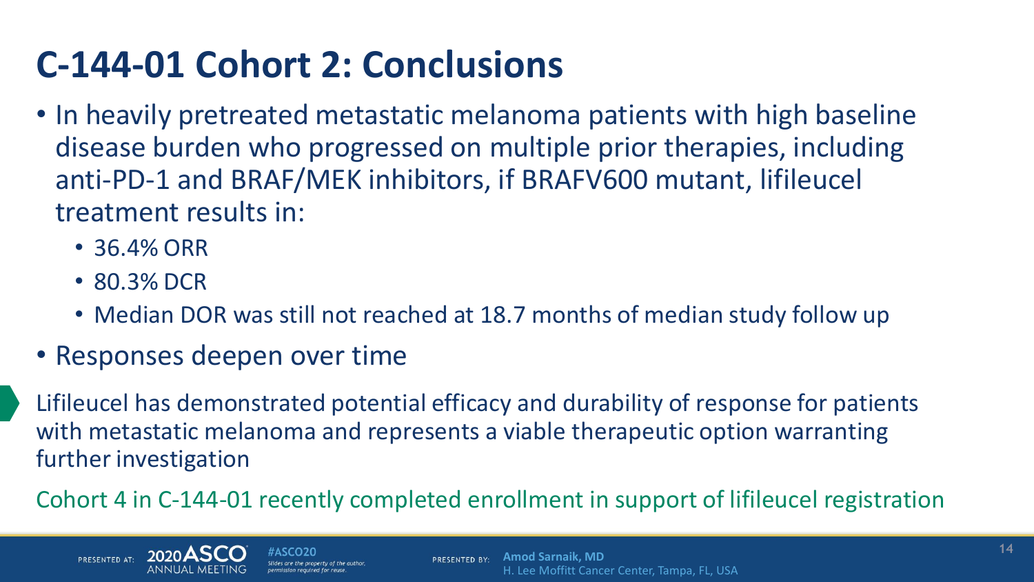# C-144-01 Cohort 2: Conclusions

- In heavily pretreated metastatic melanoma patients with high baseline disease burden who progressed on multiple prior therapies, including anti-PD-1 and BRAF/MEK inhibitors, if BRAFV600 mutant, lifileucel treatment results in:
  - 36.4% ORR
  - 80.3% DCR
  - Median DOR was still not reached at 18.7 months of median study follow up
- Responses deepen over time

Lifileucel has demonstrated potential efficacy and durability of response for patients with metastatic melanoma and represents a viable therapeutic option warranting further investigation

Cohort 4 in C-144-01 recently completed enrollment in support of lifileucel registration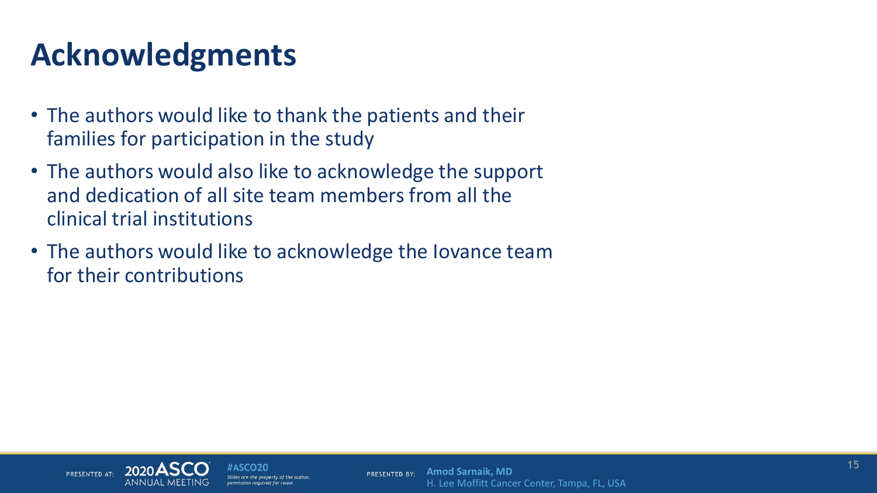# Acknowledgments

- The authors would like to thank the patients and their families for participation in the study
- The authors would also like to acknowledge the support and dedication of all site team members from all the clinical trial institutions
- The authors would like to acknowledge the Iovance team for their contributions